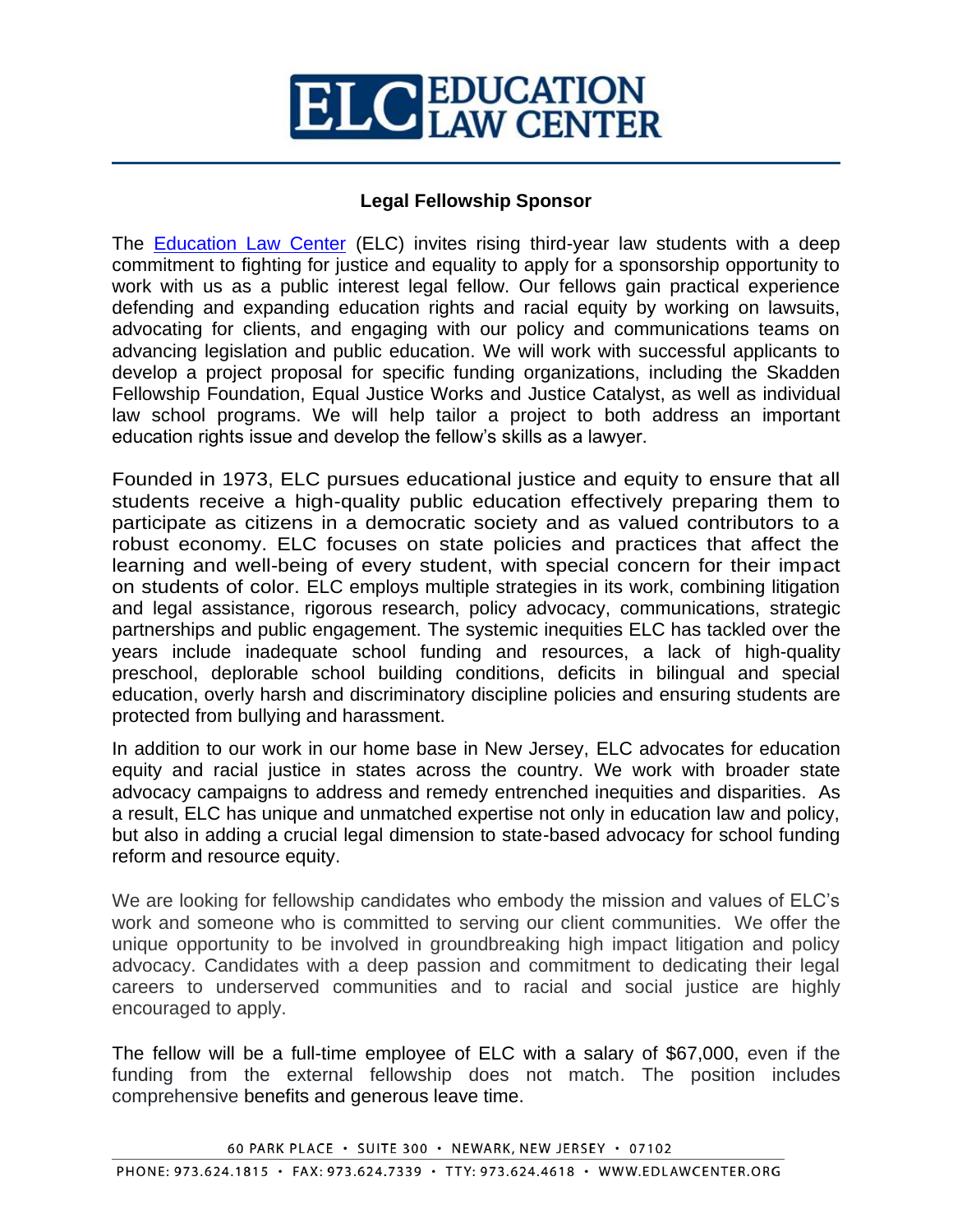# ELC EDUCATION LAW CENTER

## Legal Fellowship Sponsor

The [Education Law Center](https://www.edlawcenter.org) (ELC) invites rising third-year law students with a deep commitment to fighting for justice and equality to apply for a sponsorship opportunity to work with us as a public interest legal fellow. Our fellows gain practical experience defending and expanding education rights and racial equity by working on lawsuits, advocating for clients, and engaging with our policy and communications teams on advancing legislation and public education. We will work with successful applicants to develop a project proposal for specific funding organizations, including the Skadden Fellowship Foundation, Equal Justice Works and Justice Catalyst, as well as individual law school programs. We will help tailor a project to both address an important education rights issue and develop the fellow's skills as a lawyer.

Founded in 1973, ELC pursues educational justice and equity to ensure that all students receive a high-quality public education effectively preparing them to participate as citizens in a democratic society and as valued contributors to a robust economy. ELC focuses on state policies and practices that affect the learning and well-being of every student, with special concern for their impact on students of color. ELC employs multiple strategies in its work, combining litigation and legal assistance, rigorous research, policy advocacy, communications, strategic partnerships and public engagement. The systemic inequities ELC has tackled over the years include inadequate school funding and resources, a lack of high-quality preschool, deplorable school building conditions, deficits in bilingual and special education, overly harsh and discriminatory discipline policies and ensuring students are protected from bullying and harassment.

In addition to our work in our home base in New Jersey, ELC advocates for education equity and racial justice in states across the country. We work with broader state advocacy campaigns to address and remedy entrenched inequities and disparities. As a result, ELC has unique and unmatched expertise not only in education law and policy, but also in adding a crucial legal dimension to state-based advocacy for school funding reform and resource equity.

We are looking for fellowship candidates who embody the mission and values of ELC's work and someone who is committed to serving our client communities. We offer the unique opportunity to be involved in groundbreaking high impact litigation and policy advocacy. Candidates with a deep passion and commitment to dedicating their legal careers to underserved communities and to racial and social justice are highly encouraged to apply.

The fellow will be a full-time employee of ELC with a salary of $67,000, even if the funding from the external fellowship does not match. The position includes comprehensive benefits and generous leave time.

60 PARK PLACE • SUITE 300 • NEWARK, NEW JERSEY • 07102

PHONE: 973.624.1815 • FAX: 973.624.7339 • TTY: 973.624.4618 • WWW.EDLAWCENTER.ORG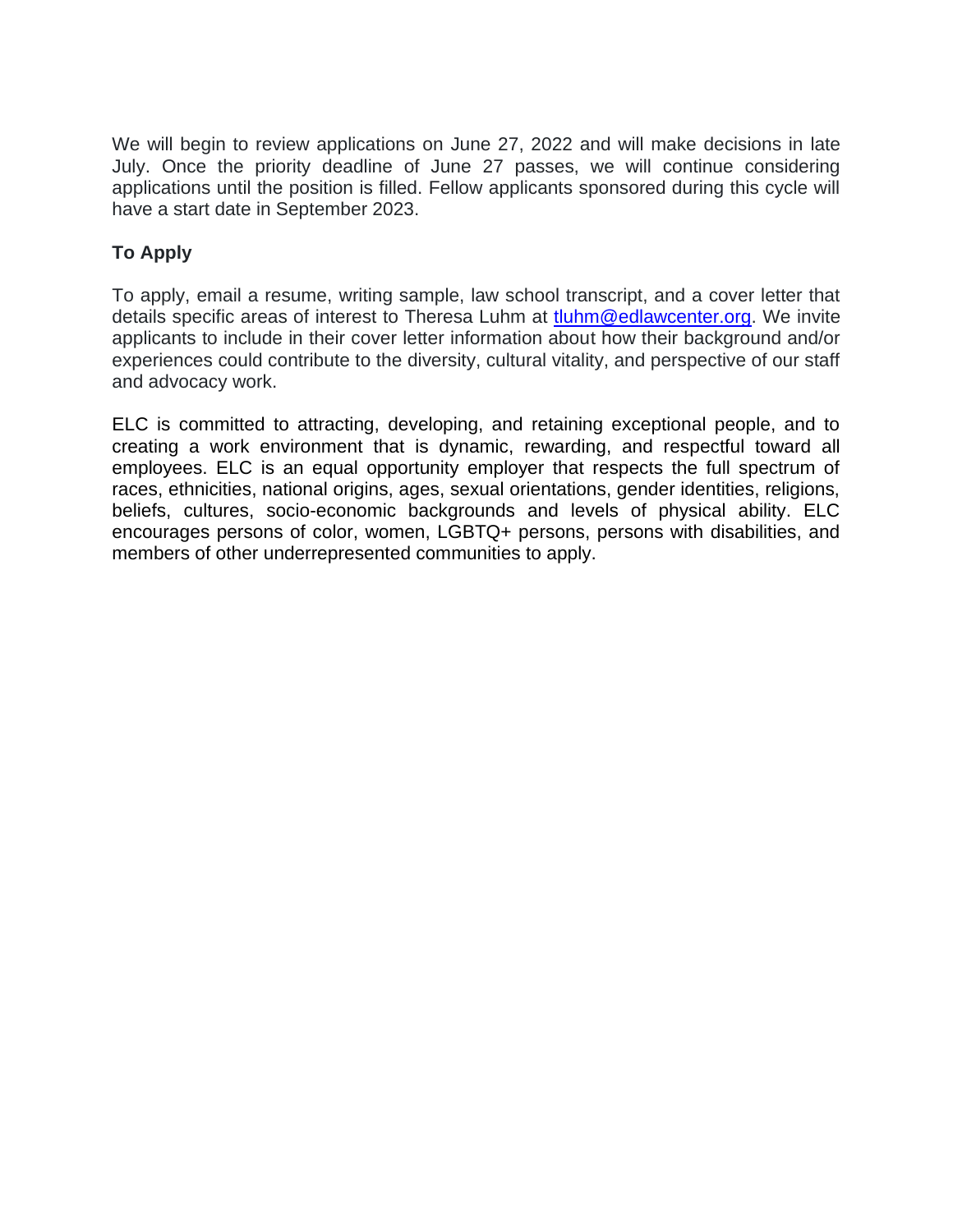We will begin to review applications on June 27, 2022 and will make decisions in late July. Once the priority deadline of June 27 passes, we will continue considering applications until the position is filled. Fellow applicants sponsored during this cycle will have a start date in September 2023.

**To Apply**

To apply, email a resume, writing sample, law school transcript, and a cover letter that details specific areas of interest to Theresa Luhm at [tluhm@edlawcenter.org](mailto:tluhm@edlawcenter.org). We invite applicants to include in their cover letter information about how their background and/or experiences could contribute to the diversity, cultural vitality, and perspective of our staff and advocacy work.

ELC is committed to attracting, developing, and retaining exceptional people, and to creating a work environment that is dynamic, rewarding, and respectful toward all employees. ELC is an equal opportunity employer that respects the full spectrum of races, ethnicities, national origins, ages, sexual orientations, gender identities, religions, beliefs, cultures, socio-economic backgrounds and levels of physical ability. ELC encourages persons of color, women, LGBTQ+ persons, persons with disabilities, and members of other underrepresented communities to apply.